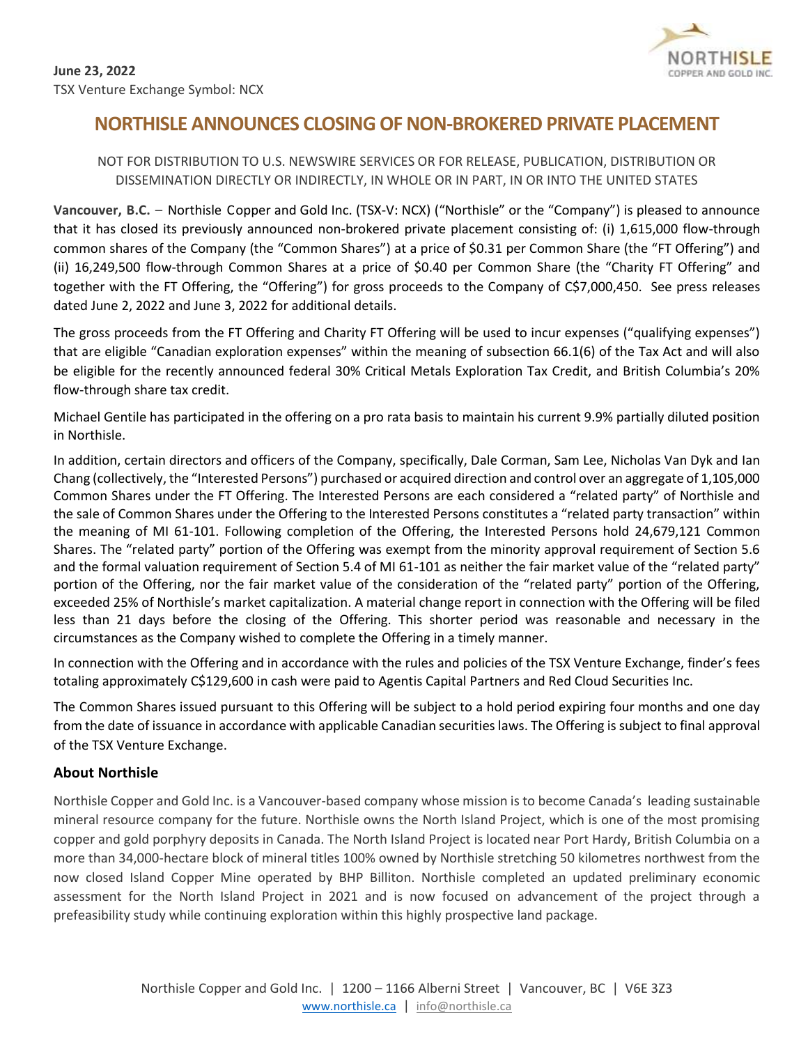**June 23, 2022**
TSX Venture Exchange Symbol: NCX

# NORTHISLE ANNOUNCES CLOSING OF NON-BROKERED PRIVATE PLACEMENT

NOT FOR DISTRIBUTION TO U.S. NEWSWIRE SERVICES OR FOR RELEASE, PUBLICATION, DISTRIBUTION OR DISSEMINATION DIRECTLY OR INDIRECTLY, IN WHOLE OR IN PART, IN OR INTO THE UNITED STATES

**Vancouver, B.C.** – Northisle Copper and Gold Inc. (TSX-V: NCX) ("Northisle" or the "Company") is pleased to announce that it has closed its previously announced non-brokered private placement consisting of: (i) 1,615,000 flow-through common shares of the Company (the "Common Shares") at a price of $0.31 per Common Share (the "FT Offering") and (ii) 16,249,500 flow-through Common Shares at a price of $0.40 per Common Share (the "Charity FT Offering" and together with the FT Offering, the "Offering") for gross proceeds to the Company of C$7,000,450. See press releases dated June 2, 2022 and June 3, 2022 for additional details.

The gross proceeds from the FT Offering and Charity FT Offering will be used to incur expenses ("qualifying expenses") that are eligible "Canadian exploration expenses" within the meaning of subsection 66.1(6) of the Tax Act and will also be eligible for the recently announced federal 30% Critical Metals Exploration Tax Credit, and British Columbia's 20% flow-through share tax credit.

Michael Gentile has participated in the offering on a pro rata basis to maintain his current 9.9% partially diluted position in Northisle.

In addition, certain directors and officers of the Company, specifically, Dale Corman, Sam Lee, Nicholas Van Dyk and Ian Chang (collectively, the "Interested Persons") purchased or acquired direction and control over an aggregate of 1,105,000 Common Shares under the FT Offering. The Interested Persons are each considered a "related party" of Northisle and the sale of Common Shares under the Offering to the Interested Persons constitutes a "related party transaction" within the meaning of MI 61-101. Following completion of the Offering, the Interested Persons hold 24,679,121 Common Shares. The "related party" portion of the Offering was exempt from the minority approval requirement of Section 5.6 and the formal valuation requirement of Section 5.4 of MI 61-101 as neither the fair market value of the "related party" portion of the Offering, nor the fair market value of the consideration of the "related party" portion of the Offering, exceeded 25% of Northisle's market capitalization. A material change report in connection with the Offering will be filed less than 21 days before the closing of the Offering. This shorter period was reasonable and necessary in the circumstances as the Company wished to complete the Offering in a timely manner.

In connection with the Offering and in accordance with the rules and policies of the TSX Venture Exchange, finder's fees totaling approximately C$129,600 in cash were paid to Agentis Capital Partners and Red Cloud Securities Inc.

The Common Shares issued pursuant to this Offering will be subject to a hold period expiring four months and one day from the date of issuance in accordance with applicable Canadian securities laws. The Offering is subject to final approval of the TSX Venture Exchange.

## About Northisle

Northisle Copper and Gold Inc. is a Vancouver-based company whose mission is to become Canada's leading sustainable mineral resource company for the future. Northisle owns the North Island Project, which is one of the most promising copper and gold porphyry deposits in Canada. The North Island Project is located near Port Hardy, British Columbia on a more than 34,000-hectare block of mineral titles 100% owned by Northisle stretching 50 kilometres northwest from the now closed Island Copper Mine operated by BHP Billiton. Northisle completed an updated preliminary economic assessment for the North Island Project in 2021 and is now focused on advancement of the project through a prefeasibility study while continuing exploration within this highly prospective land package.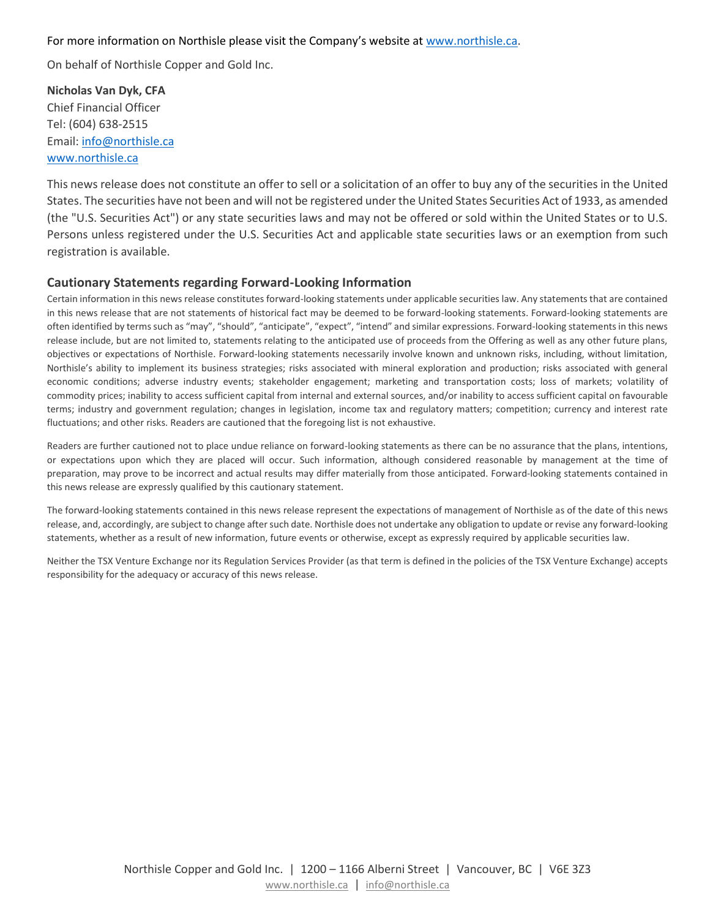For more information on Northisle please visit the Company's website at www.northisle.ca.

On behalf of Northisle Copper and Gold Inc.

**Nicholas Van Dyk, CFA**
Chief Financial Officer
Tel: (604) 638-2515
Email: info@northisle.ca
www.northisle.ca

This news release does not constitute an offer to sell or a solicitation of an offer to buy any of the securities in the United States. The securities have not been and will not be registered under the United States Securities Act of 1933, as amended (the "U.S. Securities Act") or any state securities laws and may not be offered or sold within the United States or to U.S. Persons unless registered under the U.S. Securities Act and applicable state securities laws or an exemption from such registration is available.

### Cautionary Statements regarding Forward-Looking Information

Certain information in this news release constitutes forward-looking statements under applicable securities law. Any statements that are contained in this news release that are not statements of historical fact may be deemed to be forward-looking statements. Forward-looking statements are often identified by terms such as "may", "should", "anticipate", "expect", "intend" and similar expressions. Forward-looking statements in this news release include, but are not limited to, statements relating to the anticipated use of proceeds from the Offering as well as any other future plans, objectives or expectations of Northisle. Forward-looking statements necessarily involve known and unknown risks, including, without limitation, Northisle's ability to implement its business strategies; risks associated with mineral exploration and production; risks associated with general economic conditions; adverse industry events; stakeholder engagement; marketing and transportation costs; loss of markets; volatility of commodity prices; inability to access sufficient capital from internal and external sources, and/or inability to access sufficient capital on favourable terms; industry and government regulation; changes in legislation, income tax and regulatory matters; competition; currency and interest rate fluctuations; and other risks. Readers are cautioned that the foregoing list is not exhaustive.

Readers are further cautioned not to place undue reliance on forward-looking statements as there can be no assurance that the plans, intentions, or expectations upon which they are placed will occur. Such information, although considered reasonable by management at the time of preparation, may prove to be incorrect and actual results may differ materially from those anticipated. Forward-looking statements contained in this news release are expressly qualified by this cautionary statement.

The forward-looking statements contained in this news release represent the expectations of management of Northisle as of the date of this news release, and, accordingly, are subject to change after such date. Northisle does not undertake any obligation to update or revise any forward-looking statements, whether as a result of new information, future events or otherwise, except as expressly required by applicable securities law.

Neither the TSX Venture Exchange nor its Regulation Services Provider (as that term is defined in the policies of the TSX Venture Exchange) accepts responsibility for the adequacy or accuracy of this news release.